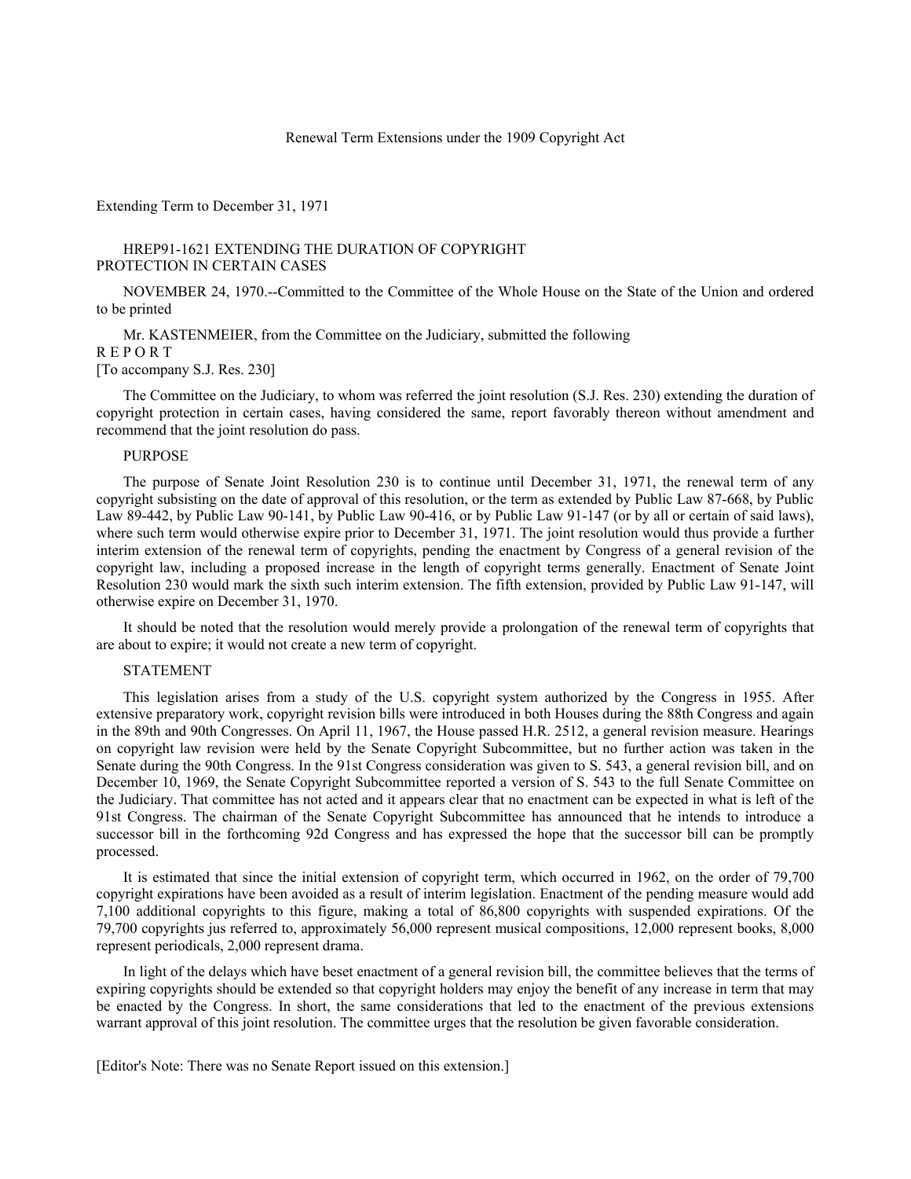Renewal Term Extensions under the 1909 Copyright Act

Extending Term to December 31, 1971

## HREP91-1621 EXTENDING THE DURATION OF COPYRIGHT PROTECTION IN CERTAIN CASES

NOVEMBER 24, 1970.--Committed to the Committee of the Whole House on the State of the Union and ordered to be printed

Mr. KASTENMEIER, from the Committee on the Judiciary, submitted the following

R E P O R T

[To accompany S.J. Res. 230]

The Committee on the Judiciary, to whom was referred the joint resolution (S.J. Res. 230) extending the duration of copyright protection in certain cases, having considered the same, report favorably thereon without amendment and recommend that the joint resolution do pass.

### PURPOSE

The purpose of Senate Joint Resolution 230 is to continue until December 31, 1971, the renewal term of any copyright subsisting on the date of approval of this resolution, or the term as extended by Public Law 87-668, by Public Law 89-442, by Public Law 90-141, by Public Law 90-416, or by Public Law 91-147 (or by all or certain of said laws), where such term would otherwise expire prior to December 31, 1971. The joint resolution would thus provide a further interim extension of the renewal term of copyrights, pending the enactment by Congress of a general revision of the copyright law, including a proposed increase in the length of copyright terms generally. Enactment of Senate Joint Resolution 230 would mark the sixth such interim extension. The fifth extension, provided by Public Law 91-147, will otherwise expire on December 31, 1970.

It should be noted that the resolution would merely provide a prolongation of the renewal term of copyrights that are about to expire; it would not create a new term of copyright.

### STATEMENT

This legislation arises from a study of the U.S. copyright system authorized by the Congress in 1955. After extensive preparatory work, copyright revision bills were introduced in both Houses during the 88th Congress and again in the 89th and 90th Congresses. On April 11, 1967, the House passed H.R. 2512, a general revision measure. Hearings on copyright law revision were held by the Senate Copyright Subcommittee, but no further action was taken in the Senate during the 90th Congress. In the 91st Congress consideration was given to S. 543, a general revision bill, and on December 10, 1969, the Senate Copyright Subcommittee reported a version of S. 543 to the full Senate Committee on the Judiciary. That committee has not acted and it appears clear that no enactment can be expected in what is left of the 91st Congress. The chairman of the Senate Copyright Subcommittee has announced that he intends to introduce a successor bill in the forthcoming 92d Congress and has expressed the hope that the successor bill can be promptly processed.

It is estimated that since the initial extension of copyright term, which occurred in 1962, on the order of 79,700 copyright expirations have been avoided as a result of interim legislation. Enactment of the pending measure would add 7,100 additional copyrights to this figure, making a total of 86,800 copyrights with suspended expirations. Of the 79,700 copyrights jus referred to, approximately 56,000 represent musical compositions, 12,000 represent books, 8,000 represent periodicals, 2,000 represent drama.

In light of the delays which have beset enactment of a general revision bill, the committee believes that the terms of expiring copyrights should be extended so that copyright holders may enjoy the benefit of any increase in term that may be enacted by the Congress. In short, the same considerations that led to the enactment of the previous extensions warrant approval of this joint resolution. The committee urges that the resolution be given favorable consideration.

[Editor's Note: There was no Senate Report issued on this extension.]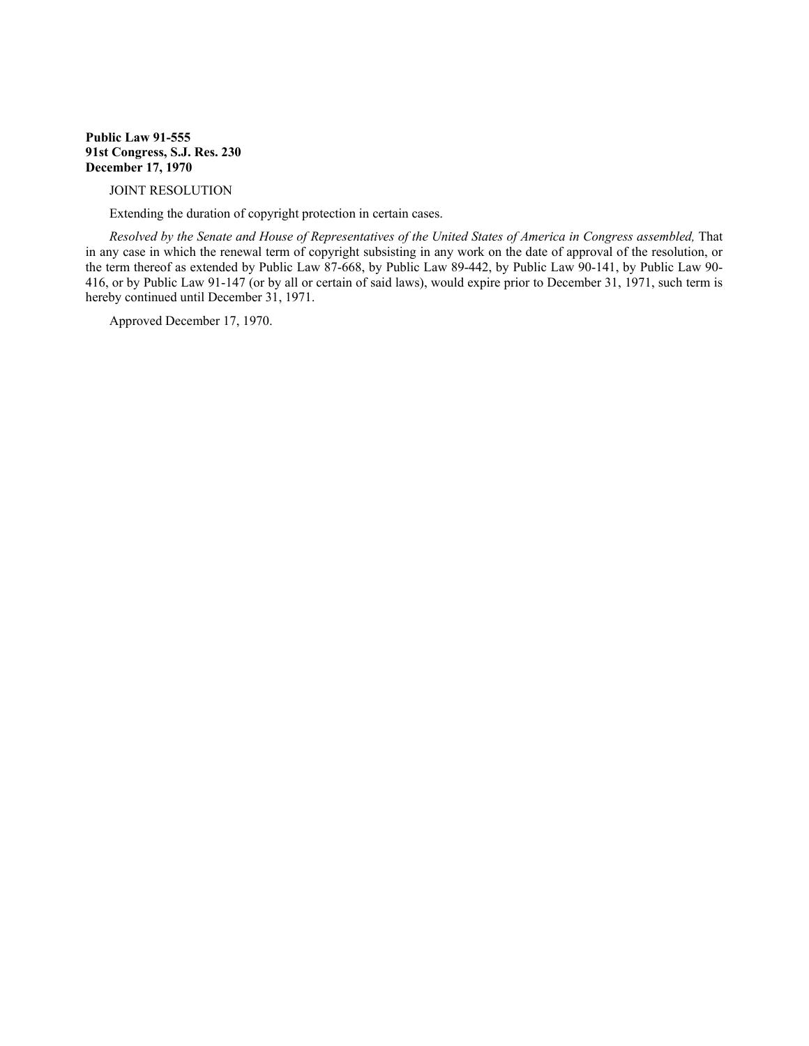**Public Law 91-555**
**91st Congress, S.J. Res. 230**
**December 17, 1970**

JOINT RESOLUTION

Extending the duration of copyright protection in certain cases.

*Resolved by the Senate and House of Representatives of the United States of America in Congress assembled,* That in any case in which the renewal term of copyright subsisting in any work on the date of approval of the resolution, or the term thereof as extended by Public Law 87-668, by Public Law 89-442, by Public Law 90-141, by Public Law 90-416, or by Public Law 91-147 (or by all or certain of said laws), would expire prior to December 31, 1971, such term is hereby continued until December 31, 1971.

Approved December 17, 1970.